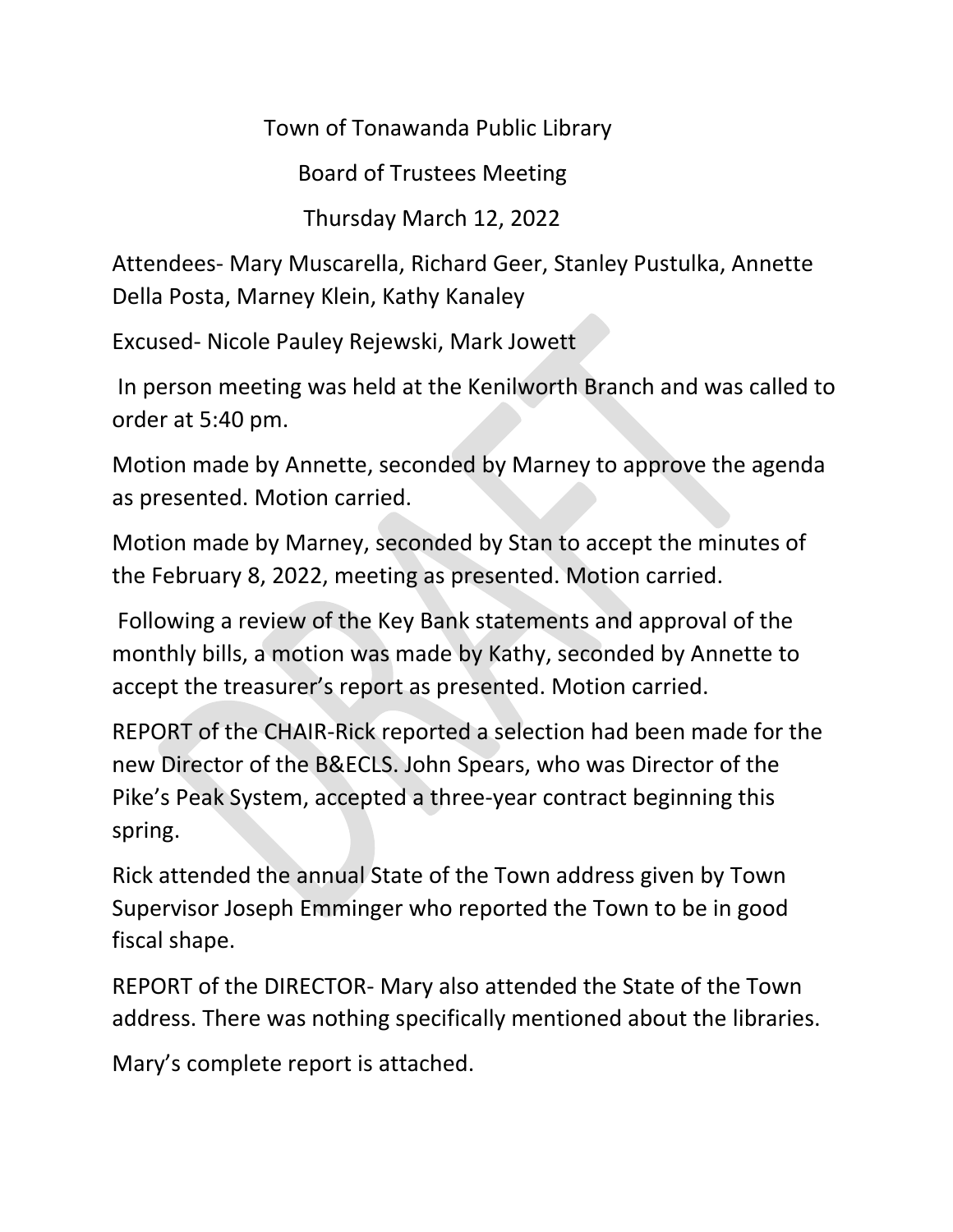# Town of Tonawanda Public Library

## Board of Trustees Meeting

### Thursday March 12, 2022

Attendees- Mary Muscarella, Richard Geer, Stanley Pustulka, Annette Della Posta, Marney Klein, Kathy Kanaley

Excused- Nicole Pauley Rejewski, Mark Jowett

In person meeting was held at the Kenilworth Branch and was called to order at 5:40 pm.

Motion made by Annette, seconded by Marney to approve the agenda as presented. Motion carried.

Motion made by Marney, seconded by Stan to accept the minutes of the February 8, 2022, meeting as presented. Motion carried.

Following a review of the Key Bank statements and approval of the monthly bills, a motion was made by Kathy, seconded by Annette to accept the treasurer's report as presented. Motion carried.

REPORT of the CHAIR-Rick reported a selection had been made for the new Director of the B&ECLS. John Spears, who was Director of the Pike's Peak System, accepted a three-year contract beginning this spring.

Rick attended the annual State of the Town address given by Town Supervisor Joseph Emminger who reported the Town to be in good fiscal shape.

REPORT of the DIRECTOR- Mary also attended the State of the Town address. There was nothing specifically mentioned about the libraries.

Mary's complete report is attached.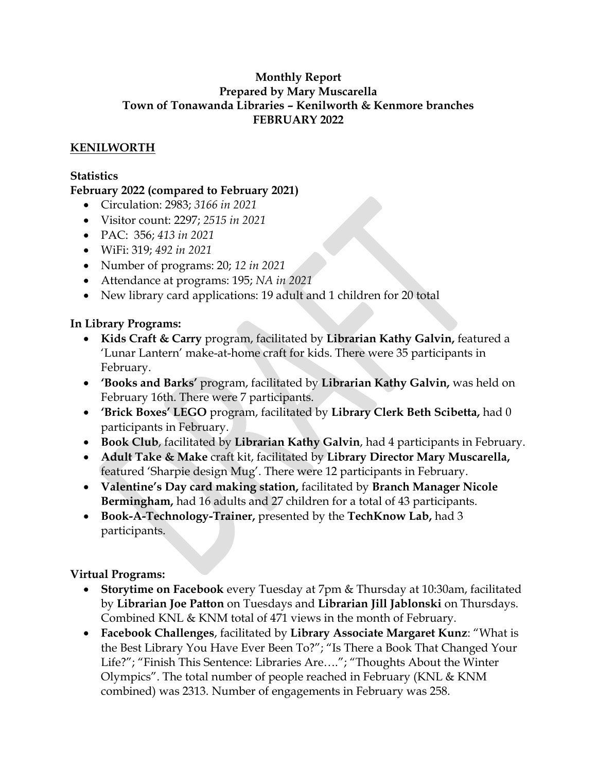**Monthly Report**
**Prepared by Mary Muscarella**
**Town of Tonawanda Libraries – Kenilworth & Kenmore branches**
**FEBRUARY 2022**

## KENILWORTH

### Statistics

**February 2022 (compared to February 2021)**

- Circulation: 2983; *3166 in 2021*
- Visitor count: 2297; *2515 in 2021*
- PAC: 356; *413 in 2021*
- WiFi: 319; *492 in 2021*
- Number of programs: 20; *12 in 2021*
- Attendance at programs: 195; *NA in 2021*
- New library card applications: 19 adult and 1 children for 20 total

### In Library Programs:

- **Kids Craft & Carry** program, facilitated by **Librarian Kathy Galvin,** featured a 'Lunar Lantern' make-at-home craft for kids. There were 35 participants in February.
- **'Books and Barks'** program, facilitated by **Librarian Kathy Galvin,** was held on February 16th. There were 7 participants.
- **'Brick Boxes' LEGO** program, facilitated by **Library Clerk Beth Scibetta,** had 0 participants in February.
- **Book Club**, facilitated by **Librarian Kathy Galvin**, had 4 participants in February.
- **Adult Take & Make** craft kit, facilitated by **Library Director Mary Muscarella,** featured 'Sharpie design Mug'. There were 12 participants in February.
- **Valentine's Day card making station,** facilitated by **Branch Manager Nicole Bermingham,** had 16 adults and 27 children for a total of 43 participants.
- **Book-A-Technology-Trainer,** presented by the **TechKnow Lab,** had 3 participants.

### Virtual Programs:

- **Storytime on Facebook** every Tuesday at 7pm & Thursday at 10:30am, facilitated by **Librarian Joe Patton** on Tuesdays and **Librarian Jill Jablonski** on Thursdays. Combined KNL & KNM total of 471 views in the month of February.
- **Facebook Challenges**, facilitated by **Library Associate Margaret Kunz**: "What is the Best Library You Have Ever Been To?"; "Is There a Book That Changed Your Life?"; "Finish This Sentence: Libraries Are…."; "Thoughts About the Winter Olympics". The total number of people reached in February (KNL & KNM combined) was 2313. Number of engagements in February was 258.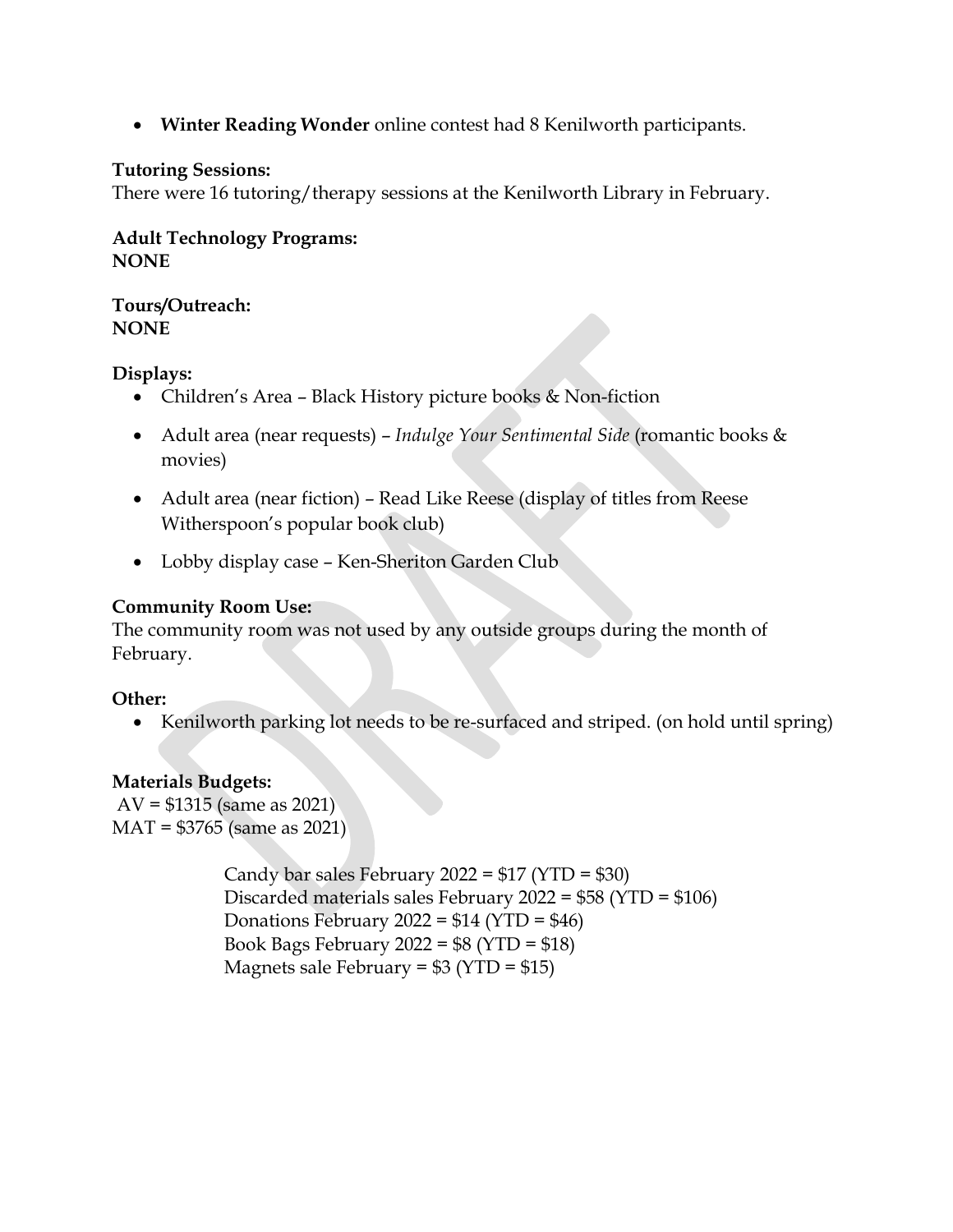- **Winter Reading Wonder** online contest had 8 Kenilworth participants.

**Tutoring Sessions:**
There were 16 tutoring/therapy sessions at the Kenilworth Library in February.

**Adult Technology Programs:**
**NONE**

**Tours/Outreach:**
**NONE**

**Displays:**

- Children's Area – Black History picture books & Non-fiction
- Adult area (near requests) – *Indulge Your Sentimental Side* (romantic books & movies)
- Adult area (near fiction) – Read Like Reese (display of titles from Reese Witherspoon's popular book club)
- Lobby display case – Ken-Sheriton Garden Club

**Community Room Use:**
The community room was not used by any outside groups during the month of February.

**Other:**

- Kenilworth parking lot needs to be re-surfaced and striped. (on hold until spring)

**Materials Budgets:**
AV = $1315 (same as 2021)
MAT = $3765 (same as 2021)

Candy bar sales February 2022 = $17 (YTD = $30)
Discarded materials sales February 2022 = $58 (YTD = $106)
Donations February 2022 = $14 (YTD = $46)
Book Bags February 2022 = $8 (YTD = $18)
Magnets sale February = $3 (YTD = $15)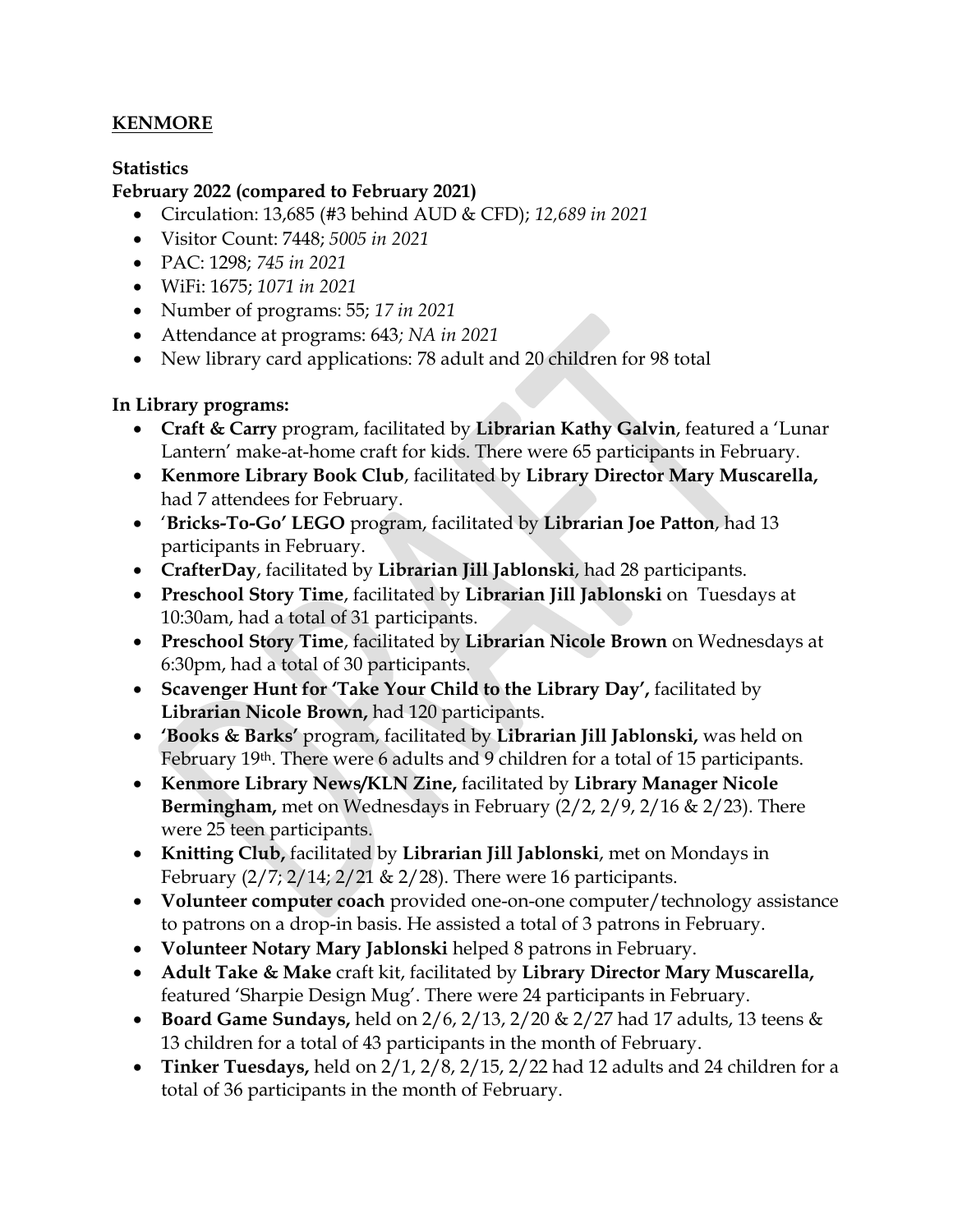## KENMORE

**Statistics**

**February 2022 (compared to February 2021)**

- Circulation: 13,685 (#3 behind AUD & CFD); *12,689 in 2021*
- Visitor Count: 7448; *5005 in 2021*
- PAC: 1298; *745 in 2021*
- WiFi: 1675; *1071 in 2021*
- Number of programs: 55; *17 in 2021*
- Attendance at programs: 643*; NA in 2021*
- New library card applications: 78 adult and 20 children for 98 total

**In Library programs:**

- **Craft & Carry** program, facilitated by **Librarian Kathy Galvin**, featured a 'Lunar Lantern' make-at-home craft for kids. There were 65 participants in February.
- **Kenmore Library Book Club**, facilitated by **Library Director Mary Muscarella,** had 7 attendees for February.
- '**Bricks-To-Go' LEGO** program, facilitated by **Librarian Joe Patton**, had 13 participants in February.
- **CrafterDay**, facilitated by **Librarian Jill Jablonski**, had 28 participants.
- **Preschool Story Time**, facilitated by **Librarian Jill Jablonski** on Tuesdays at 10:30am, had a total of 31 participants.
- **Preschool Story Time**, facilitated by **Librarian Nicole Brown** on Wednesdays at 6:30pm, had a total of 30 participants.
- **Scavenger Hunt for 'Take Your Child to the Library Day',** facilitated by **Librarian Nicole Brown,** had 120 participants.
- **'Books & Barks'** program, facilitated by **Librarian Jill Jablonski,** was held on February 19th. There were 6 adults and 9 children for a total of 15 participants.
- **Kenmore Library News/KLN Zine,** facilitated by **Library Manager Nicole Bermingham,** met on Wednesdays in February (2/2, 2/9, 2/16 & 2/23). There were 25 teen participants.
- **Knitting Club,** facilitated by **Librarian Jill Jablonski**, met on Mondays in February (2/7; 2/14; 2/21 & 2/28). There were 16 participants.
- **Volunteer computer coach** provided one-on-one computer/technology assistance to patrons on a drop-in basis. He assisted a total of 3 patrons in February.
- **Volunteer Notary Mary Jablonski** helped 8 patrons in February.
- **Adult Take & Make** craft kit, facilitated by **Library Director Mary Muscarella,** featured 'Sharpie Design Mug'. There were 24 participants in February.
- **Board Game Sundays,** held on 2/6, 2/13, 2/20 & 2/27 had 17 adults, 13 teens & 13 children for a total of 43 participants in the month of February.
- **Tinker Tuesdays,** held on 2/1, 2/8, 2/15, 2/22 had 12 adults and 24 children for a total of 36 participants in the month of February.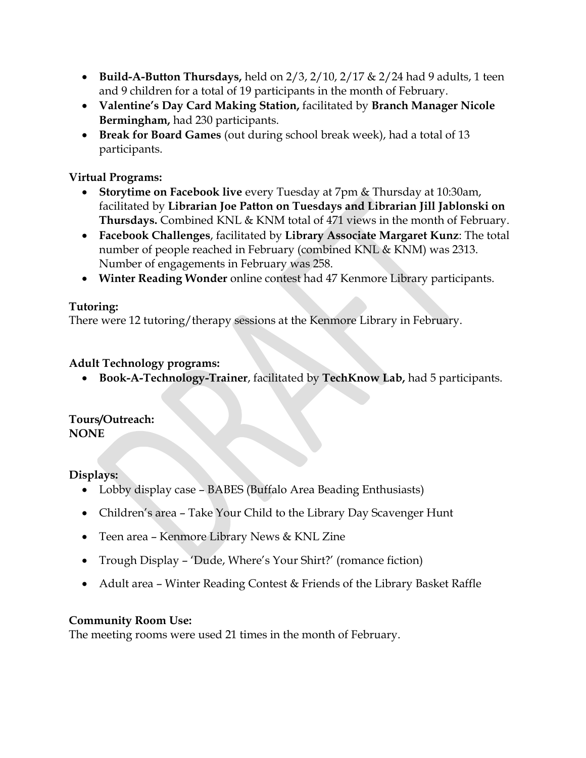- **Build-A-Button Thursdays,** held on 2/3, 2/10, 2/17 & 2/24 had 9 adults, 1 teen and 9 children for a total of 19 participants in the month of February.
- **Valentine's Day Card Making Station,** facilitated by **Branch Manager Nicole Bermingham,** had 230 participants.
- **Break for Board Games** (out during school break week), had a total of 13 participants.

**Virtual Programs:**

- **Storytime on Facebook live** every Tuesday at 7pm & Thursday at 10:30am, facilitated by **Librarian Joe Patton on Tuesdays and Librarian Jill Jablonski on Thursdays.** Combined KNL & KNM total of 471 views in the month of February.
- **Facebook Challenges**, facilitated by **Library Associate Margaret Kunz**: The total number of people reached in February (combined KNL & KNM) was 2313. Number of engagements in February was 258.
- **Winter Reading Wonder** online contest had 47 Kenmore Library participants.

**Tutoring:**
There were 12 tutoring/therapy sessions at the Kenmore Library in February.

**Adult Technology programs:**

- **Book-A-Technology-Trainer**, facilitated by **TechKnow Lab,** had 5 participants.

**Tours/Outreach:**
**NONE**

**Displays:**

- Lobby display case – BABES (Buffalo Area Beading Enthusiasts)
- Children's area – Take Your Child to the Library Day Scavenger Hunt
- Teen area – Kenmore Library News & KNL Zine
- Trough Display – 'Dude, Where's Your Shirt?' (romance fiction)
- Adult area – Winter Reading Contest & Friends of the Library Basket Raffle

**Community Room Use:**
The meeting rooms were used 21 times in the month of February.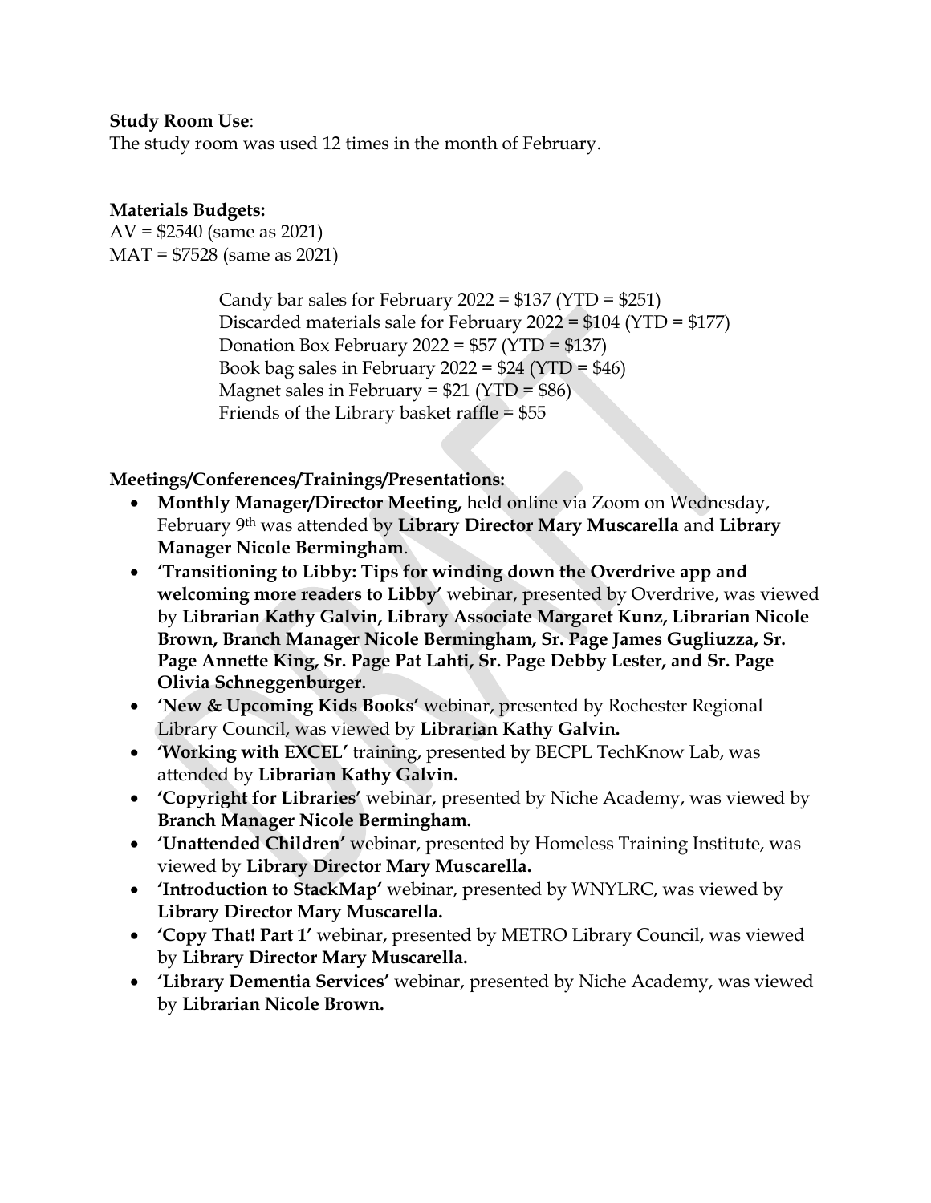**Study Room Use**:
The study room was used 12 times in the month of February.

**Materials Budgets:**
AV = $2540 (same as 2021)
MAT = $7528 (same as 2021)

Candy bar sales for February 2022 = $137 (YTD = $251)
Discarded materials sale for February 2022 = $104 (YTD = $177)
Donation Box February 2022 = $57 (YTD = $137)
Book bag sales in February 2022 = $24 (YTD = $46)
Magnet sales in February = $21 (YTD = $86)
Friends of the Library basket raffle = $55

**Meetings/Conferences/Trainings/Presentations:**

- **Monthly Manager/Director Meeting,** held online via Zoom on Wednesday, February 9th was attended by **Library Director Mary Muscarella** and **Library Manager Nicole Bermingham**.
- **'Transitioning to Libby: Tips for winding down the Overdrive app and welcoming more readers to Libby'** webinar, presented by Overdrive, was viewed by **Librarian Kathy Galvin, Library Associate Margaret Kunz, Librarian Nicole Brown, Branch Manager Nicole Bermingham, Sr. Page James Gugliuzza, Sr. Page Annette King, Sr. Page Pat Lahti, Sr. Page Debby Lester, and Sr. Page Olivia Schneggenburger.**
- **'New & Upcoming Kids Books'** webinar, presented by Rochester Regional Library Council, was viewed by **Librarian Kathy Galvin.**
- **'Working with EXCEL'** training, presented by BECPL TechKnow Lab, was attended by **Librarian Kathy Galvin.**
- **'Copyright for Libraries'** webinar, presented by Niche Academy, was viewed by **Branch Manager Nicole Bermingham.**
- **'Unattended Children'** webinar, presented by Homeless Training Institute, was viewed by **Library Director Mary Muscarella.**
- **'Introduction to StackMap'** webinar, presented by WNYLRC, was viewed by **Library Director Mary Muscarella.**
- **'Copy That! Part 1'** webinar, presented by METRO Library Council, was viewed by **Library Director Mary Muscarella.**
- **'Library Dementia Services'** webinar, presented by Niche Academy, was viewed by **Librarian Nicole Brown.**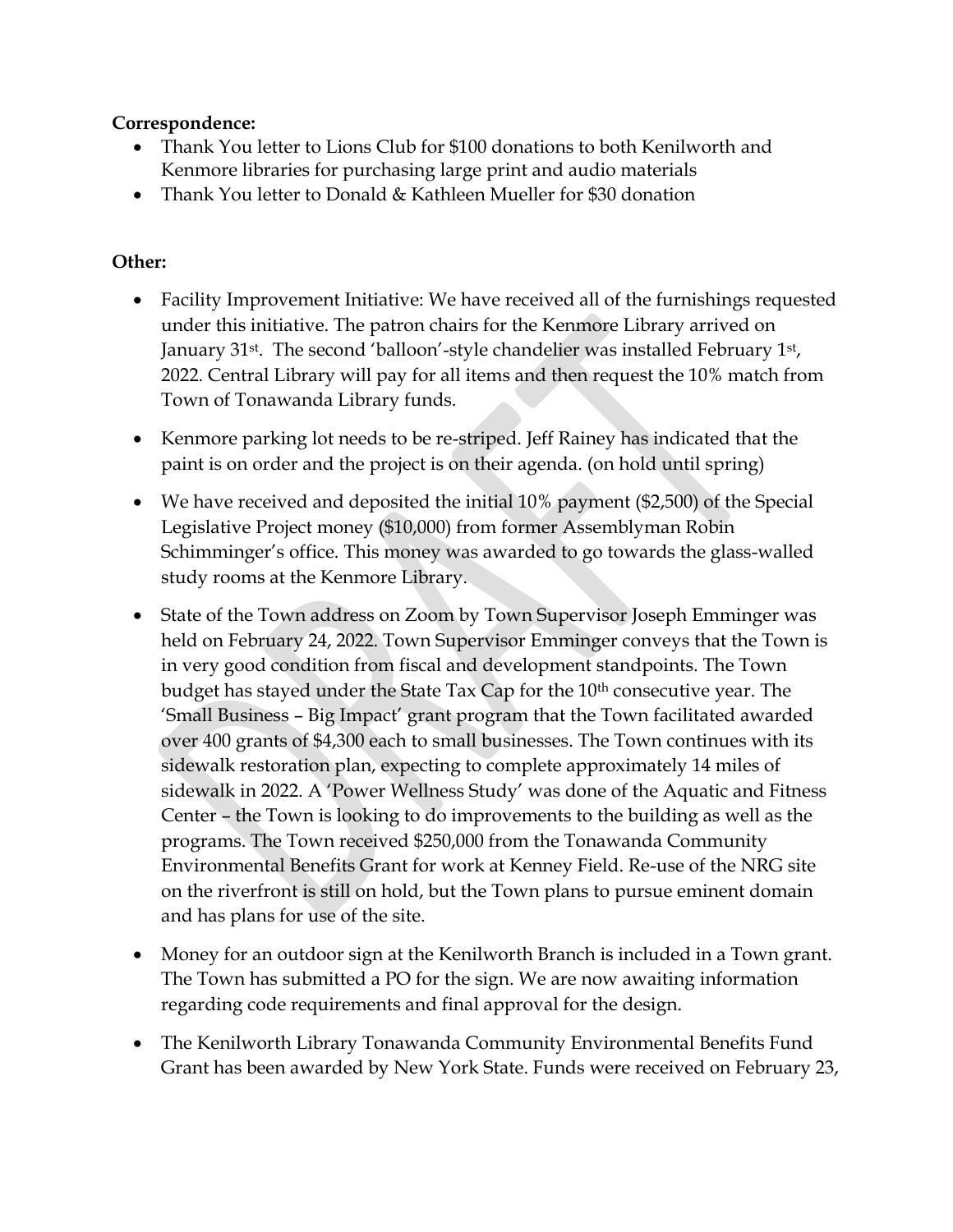**Correspondence:**

- Thank You letter to Lions Club for $100 donations to both Kenilworth and Kenmore libraries for purchasing large print and audio materials
- Thank You letter to Donald & Kathleen Mueller for $30 donation

**Other:**

- Facility Improvement Initiative: We have received all of the furnishings requested under this initiative. The patron chairs for the Kenmore Library arrived on January 31st. The second 'balloon'-style chandelier was installed February 1st, 2022. Central Library will pay for all items and then request the 10% match from Town of Tonawanda Library funds.
- Kenmore parking lot needs to be re-striped. Jeff Rainey has indicated that the paint is on order and the project is on their agenda. (on hold until spring)
- We have received and deposited the initial 10% payment ($2,500) of the Special Legislative Project money ($10,000) from former Assemblyman Robin Schimminger's office. This money was awarded to go towards the glass-walled study rooms at the Kenmore Library.
- State of the Town address on Zoom by Town Supervisor Joseph Emminger was held on February 24, 2022. Town Supervisor Emminger conveys that the Town is in very good condition from fiscal and development standpoints. The Town budget has stayed under the State Tax Cap for the 10th consecutive year. The 'Small Business – Big Impact' grant program that the Town facilitated awarded over 400 grants of $4,300 each to small businesses. The Town continues with its sidewalk restoration plan, expecting to complete approximately 14 miles of sidewalk in 2022. A 'Power Wellness Study' was done of the Aquatic and Fitness Center – the Town is looking to do improvements to the building as well as the programs. The Town received $250,000 from the Tonawanda Community Environmental Benefits Grant for work at Kenney Field. Re-use of the NRG site on the riverfront is still on hold, but the Town plans to pursue eminent domain and has plans for use of the site.
- Money for an outdoor sign at the Kenilworth Branch is included in a Town grant. The Town has submitted a PO for the sign. We are now awaiting information regarding code requirements and final approval for the design.
- The Kenilworth Library Tonawanda Community Environmental Benefits Fund Grant has been awarded by New York State. Funds were received on February 23,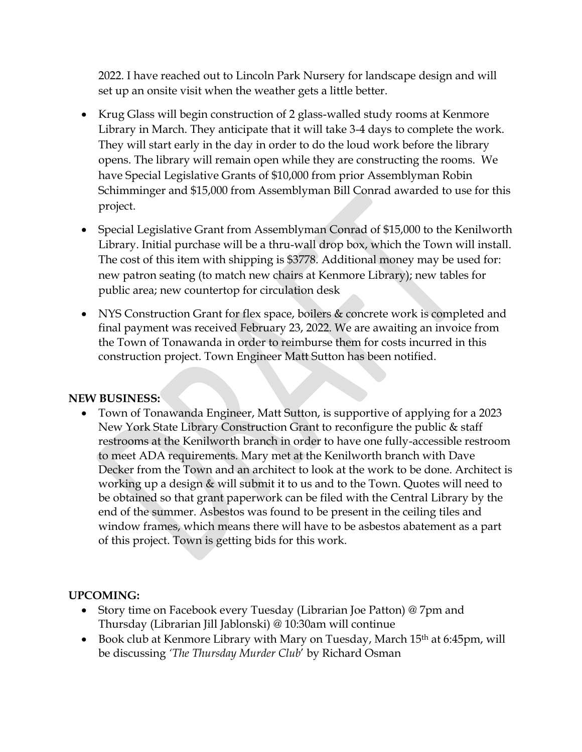2022. I have reached out to Lincoln Park Nursery for landscape design and will set up an onsite visit when the weather gets a little better.

- Krug Glass will begin construction of 2 glass-walled study rooms at Kenmore Library in March. They anticipate that it will take 3-4 days to complete the work. They will start early in the day in order to do the loud work before the library opens. The library will remain open while they are constructing the rooms. We have Special Legislative Grants of $10,000 from prior Assemblyman Robin Schimminger and $15,000 from Assemblyman Bill Conrad awarded to use for this project.
- Special Legislative Grant from Assemblyman Conrad of $15,000 to the Kenilworth Library. Initial purchase will be a thru-wall drop box, which the Town will install. The cost of this item with shipping is $3778. Additional money may be used for: new patron seating (to match new chairs at Kenmore Library); new tables for public area; new countertop for circulation desk
- NYS Construction Grant for flex space, boilers & concrete work is completed and final payment was received February 23, 2022. We are awaiting an invoice from the Town of Tonawanda in order to reimburse them for costs incurred in this construction project. Town Engineer Matt Sutton has been notified.

**NEW BUSINESS:**

- Town of Tonawanda Engineer, Matt Sutton, is supportive of applying for a 2023 New York State Library Construction Grant to reconfigure the public & staff restrooms at the Kenilworth branch in order to have one fully-accessible restroom to meet ADA requirements. Mary met at the Kenilworth branch with Dave Decker from the Town and an architect to look at the work to be done. Architect is working up a design & will submit it to us and to the Town. Quotes will need to be obtained so that grant paperwork can be filed with the Central Library by the end of the summer. Asbestos was found to be present in the ceiling tiles and window frames, which means there will have to be asbestos abatement as a part of this project. Town is getting bids for this work.

**UPCOMING:**

- Story time on Facebook every Tuesday (Librarian Joe Patton) @ 7pm and Thursday (Librarian Jill Jablonski) @ 10:30am will continue
- Book club at Kenmore Library with Mary on Tuesday, March 15th at 6:45pm, will be discussing *'The Thursday Murder Club'* by Richard Osman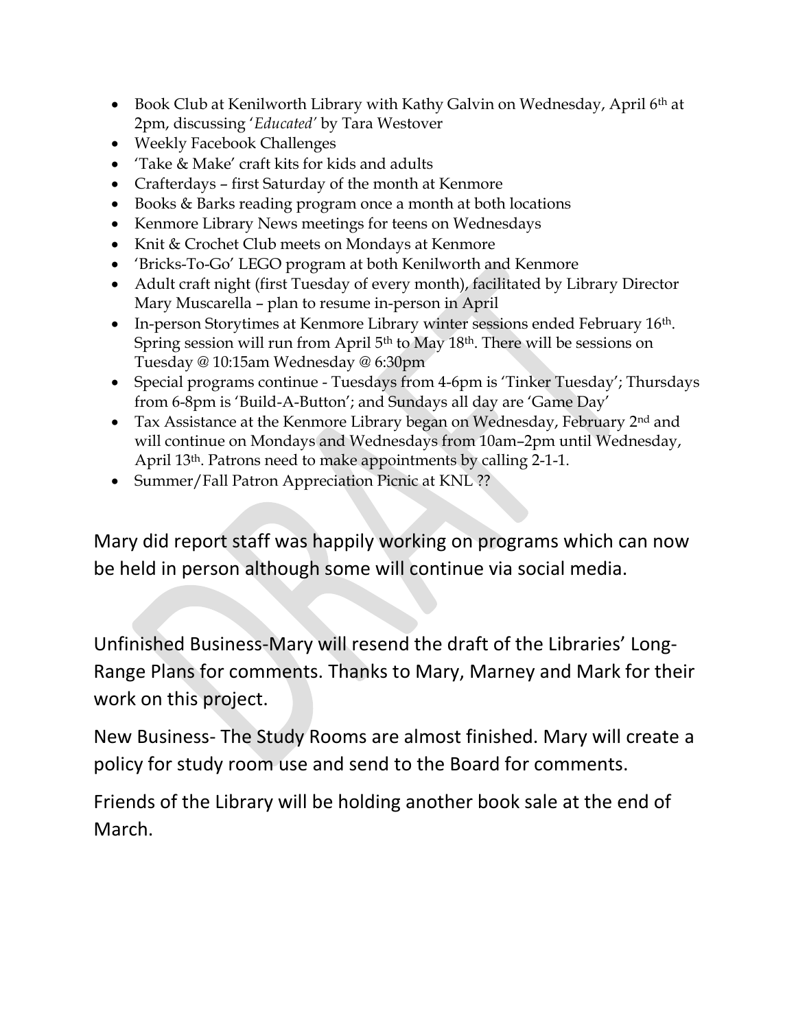- Book Club at Kenilworth Library with Kathy Galvin on Wednesday, April 6th at 2pm, discussing '*Educated*' by Tara Westover
- Weekly Facebook Challenges
- 'Take & Make' craft kits for kids and adults
- Crafterdays – first Saturday of the month at Kenmore
- Books & Barks reading program once a month at both locations
- Kenmore Library News meetings for teens on Wednesdays
- Knit & Crochet Club meets on Mondays at Kenmore
- 'Bricks-To-Go' LEGO program at both Kenilworth and Kenmore
- Adult craft night (first Tuesday of every month), facilitated by Library Director Mary Muscarella – plan to resume in-person in April
- In-person Storytimes at Kenmore Library winter sessions ended February 16th. Spring session will run from April 5th to May 18th. There will be sessions on Tuesday @ 10:15am Wednesday @ 6:30pm
- Special programs continue - Tuesdays from 4-6pm is 'Tinker Tuesday'; Thursdays from 6-8pm is 'Build-A-Button'; and Sundays all day are 'Game Day'
- Tax Assistance at the Kenmore Library began on Wednesday, February 2nd and will continue on Mondays and Wednesdays from 10am–2pm until Wednesday, April 13th. Patrons need to make appointments by calling 2-1-1.
- Summer/Fall Patron Appreciation Picnic at KNL ??

Mary did report staff was happily working on programs which can now be held in person although some will continue via social media.

Unfinished Business-Mary will resend the draft of the Libraries' Long-Range Plans for comments. Thanks to Mary, Marney and Mark for their work on this project.

New Business- The Study Rooms are almost finished. Mary will create a policy for study room use and send to the Board for comments.

Friends of the Library will be holding another book sale at the end of March.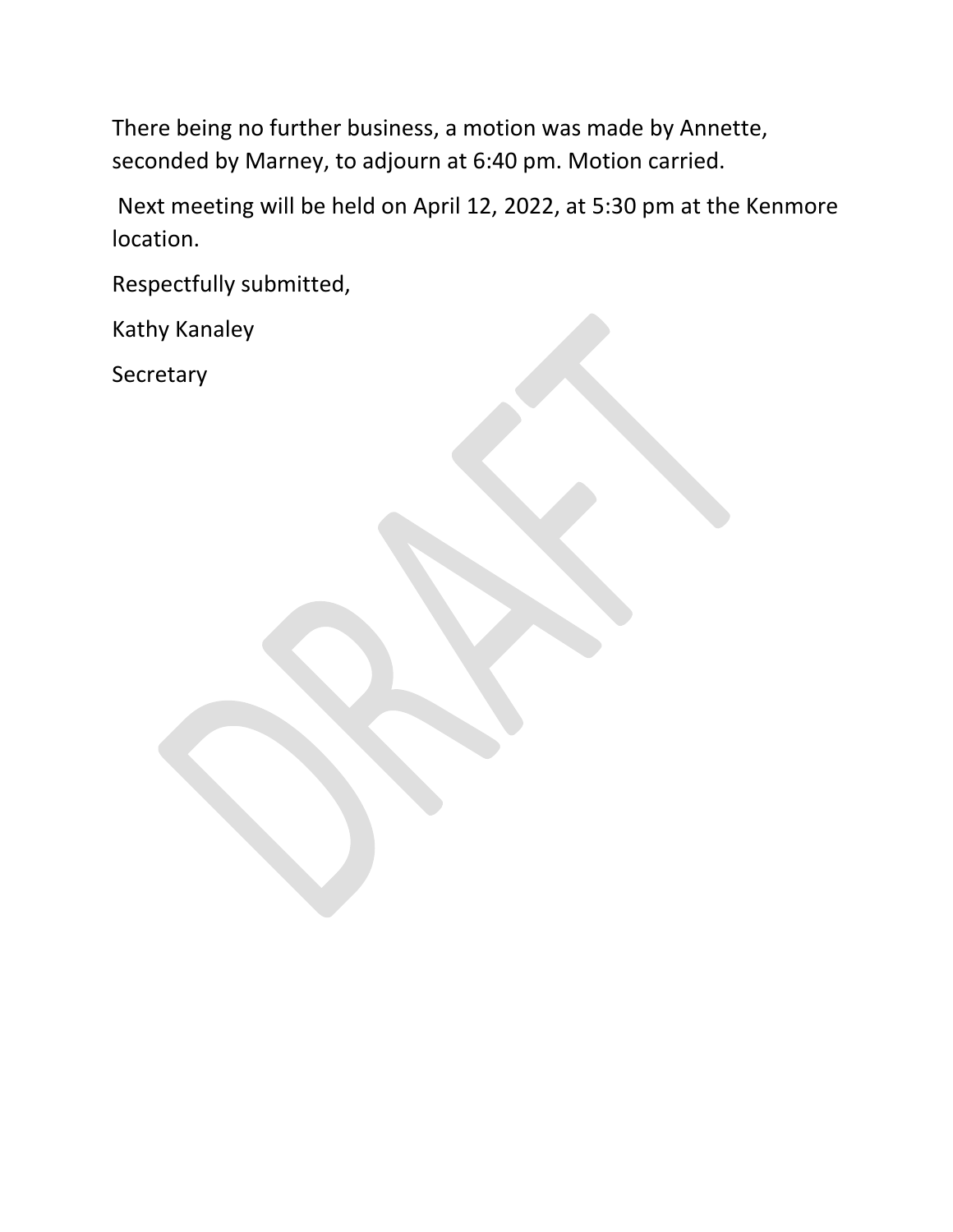There being no further business, a motion was made by Annette, seconded by Marney, to adjourn at 6:40 pm. Motion carried.

Next meeting will be held on April 12, 2022, at 5:30 pm at the Kenmore location.

Respectfully submitted,

Kathy Kanaley

Secretary

DRAFT